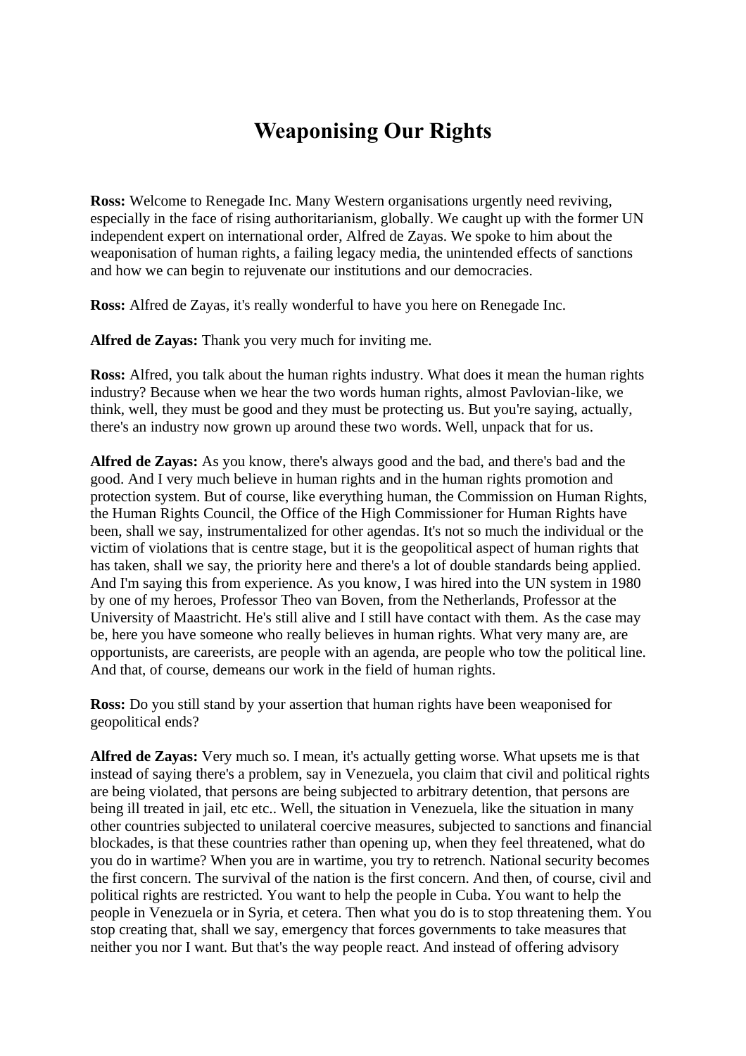# Weaponising Our Rights

**Ross:** Welcome to Renegade Inc. Many Western organisations urgently need reviving, especially in the face of rising authoritarianism, globally. We caught up with the former UN independent expert on international order, Alfred de Zayas. We spoke to him about the weaponisation of human rights, a failing legacy media, the unintended effects of sanctions and how we can begin to rejuvenate our institutions and our democracies.

**Ross:** Alfred de Zayas, it's really wonderful to have you here on Renegade Inc.

**Alfred de Zayas:** Thank you very much for inviting me.

**Ross:** Alfred, you talk about the human rights industry. What does it mean the human rights industry? Because when we hear the two words human rights, almost Pavlovian-like, we think, well, they must be good and they must be protecting us. But you're saying, actually, there's an industry now grown up around these two words. Well, unpack that for us.

**Alfred de Zayas:** As you know, there's always good and the bad, and there's bad and the good. And I very much believe in human rights and in the human rights promotion and protection system. But of course, like everything human, the Commission on Human Rights, the Human Rights Council, the Office of the High Commissioner for Human Rights have been, shall we say, instrumentalized for other agendas. It's not so much the individual or the victim of violations that is centre stage, but it is the geopolitical aspect of human rights that has taken, shall we say, the priority here and there's a lot of double standards being applied. And I'm saying this from experience. As you know, I was hired into the UN system in 1980 by one of my heroes, Professor Theo van Boven, from the Netherlands, Professor at the University of Maastricht. He's still alive and I still have contact with them. As the case may be, here you have someone who really believes in human rights. What very many are, are opportunists, are careerists, are people with an agenda, are people who tow the political line. And that, of course, demeans our work in the field of human rights.

**Ross:** Do you still stand by your assertion that human rights have been weaponised for geopolitical ends?

**Alfred de Zayas:** Very much so. I mean, it's actually getting worse. What upsets me is that instead of saying there's a problem, say in Venezuela, you claim that civil and political rights are being violated, that persons are being subjected to arbitrary detention, that persons are being ill treated in jail, etc etc.. Well, the situation in Venezuela, like the situation in many other countries subjected to unilateral coercive measures, subjected to sanctions and financial blockades, is that these countries rather than opening up, when they feel threatened, what do you do in wartime? When you are in wartime, you try to retrench. National security becomes the first concern. The survival of the nation is the first concern. And then, of course, civil and political rights are restricted. You want to help the people in Cuba. You want to help the people in Venezuela or in Syria, et cetera. Then what you do is to stop threatening them. You stop creating that, shall we say, emergency that forces governments to take measures that neither you nor I want. But that's the way people react. And instead of offering advisory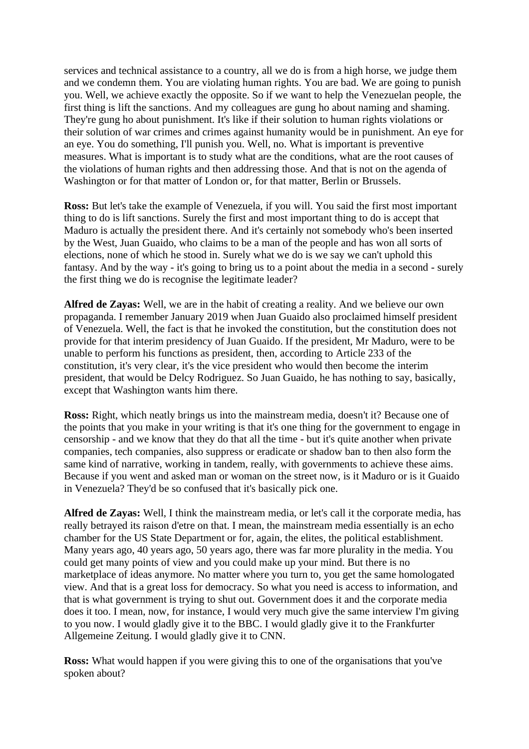services and technical assistance to a country, all we do is from a high horse, we judge them and we condemn them. You are violating human rights. You are bad. We are going to punish you. Well, we achieve exactly the opposite. So if we want to help the Venezuelan people, the first thing is lift the sanctions. And my colleagues are gung ho about naming and shaming. They're gung ho about punishment. It's like if their solution to human rights violations or their solution of war crimes and crimes against humanity would be in punishment. An eye for an eye. You do something, I'll punish you. Well, no. What is important is preventive measures. What is important is to study what are the conditions, what are the root causes of the violations of human rights and then addressing those. And that is not on the agenda of Washington or for that matter of London or, for that matter, Berlin or Brussels.

**Ross:** But let's take the example of Venezuela, if you will. You said the first most important thing to do is lift sanctions. Surely the first and most important thing to do is accept that Maduro is actually the president there. And it's certainly not somebody who's been inserted by the West, Juan Guaido, who claims to be a man of the people and has won all sorts of elections, none of which he stood in. Surely what we do is we say we can't uphold this fantasy. And by the way - it's going to bring us to a point about the media in a second - surely the first thing we do is recognise the legitimate leader?

**Alfred de Zayas:** Well, we are in the habit of creating a reality. And we believe our own propaganda. I remember January 2019 when Juan Guaido also proclaimed himself president of Venezuela. Well, the fact is that he invoked the constitution, but the constitution does not provide for that interim presidency of Juan Guaido. If the president, Mr Maduro, were to be unable to perform his functions as president, then, according to Article 233 of the constitution, it's very clear, it's the vice president who would then become the interim president, that would be Delcy Rodriguez. So Juan Guaido, he has nothing to say, basically, except that Washington wants him there.

**Ross:** Right, which neatly brings us into the mainstream media, doesn't it? Because one of the points that you make in your writing is that it's one thing for the government to engage in censorship - and we know that they do that all the time - but it's quite another when private companies, tech companies, also suppress or eradicate or shadow ban to then also form the same kind of narrative, working in tandem, really, with governments to achieve these aims. Because if you went and asked man or woman on the street now, is it Maduro or is it Guaido in Venezuela? They'd be so confused that it's basically pick one.

**Alfred de Zayas:** Well, I think the mainstream media, or let's call it the corporate media, has really betrayed its raison d'etre on that. I mean, the mainstream media essentially is an echo chamber for the US State Department or for, again, the elites, the political establishment. Many years ago, 40 years ago, 50 years ago, there was far more plurality in the media. You could get many points of view and you could make up your mind. But there is no marketplace of ideas anymore. No matter where you turn to, you get the same homologated view. And that is a great loss for democracy. So what you need is access to information, and that is what government is trying to shut out. Government does it and the corporate media does it too. I mean, now, for instance, I would very much give the same interview I'm giving to you now. I would gladly give it to the BBC. I would gladly give it to the Frankfurter Allgemeine Zeitung. I would gladly give it to CNN.

**Ross:** What would happen if you were giving this to one of the organisations that you've spoken about?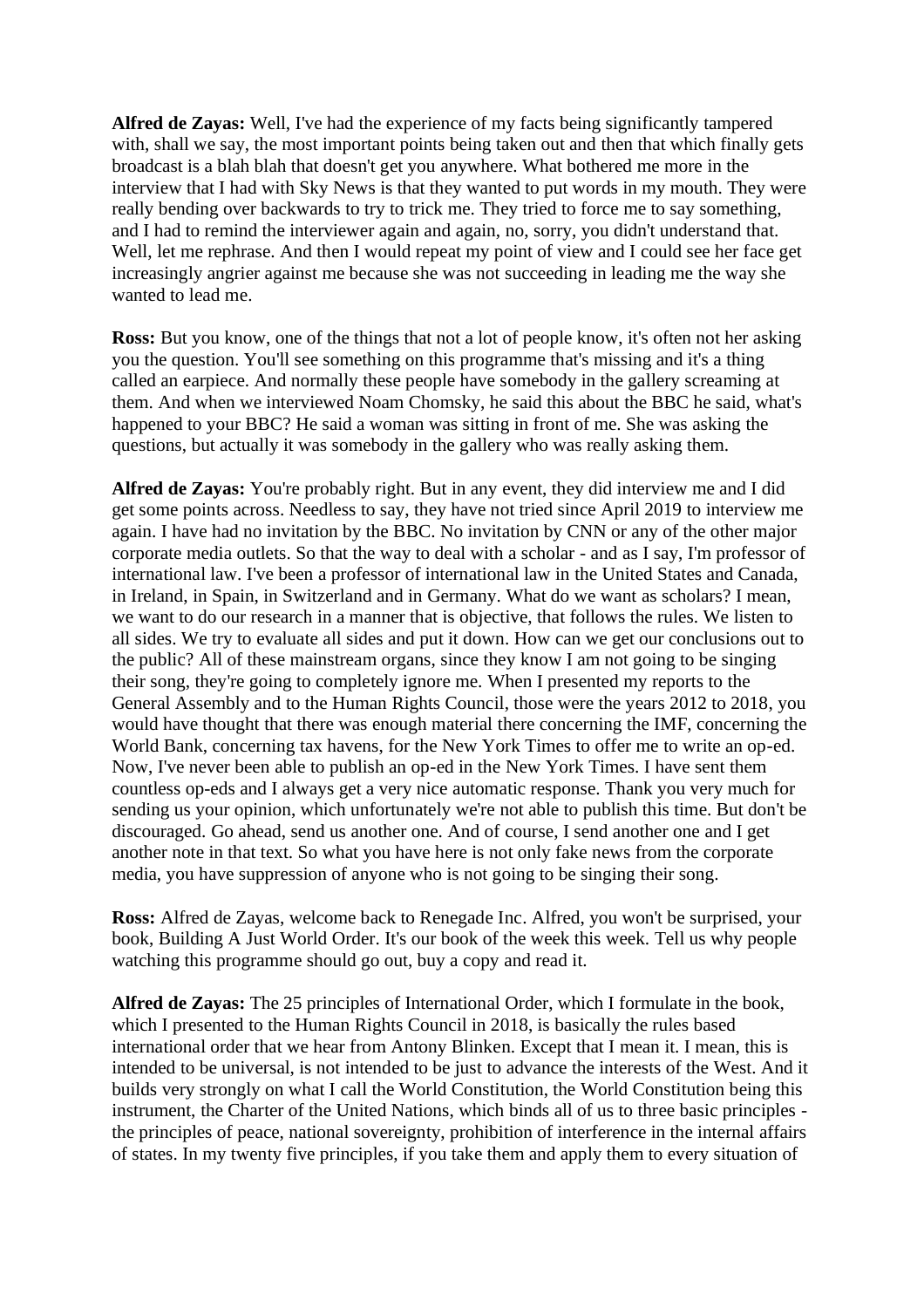**Alfred de Zayas:** Well, I've had the experience of my facts being significantly tampered with, shall we say, the most important points being taken out and then that which finally gets broadcast is a blah blah that doesn't get you anywhere. What bothered me more in the interview that I had with Sky News is that they wanted to put words in my mouth. They were really bending over backwards to try to trick me. They tried to force me to say something, and I had to remind the interviewer again and again, no, sorry, you didn't understand that. Well, let me rephrase. And then I would repeat my point of view and I could see her face get increasingly angrier against me because she was not succeeding in leading me the way she wanted to lead me.

**Ross:** But you know, one of the things that not a lot of people know, it's often not her asking you the question. You'll see something on this programme that's missing and it's a thing called an earpiece. And normally these people have somebody in the gallery screaming at them. And when we interviewed Noam Chomsky, he said this about the BBC he said, what's happened to your BBC? He said a woman was sitting in front of me. She was asking the questions, but actually it was somebody in the gallery who was really asking them.

**Alfred de Zayas:** You're probably right. But in any event, they did interview me and I did get some points across. Needless to say, they have not tried since April 2019 to interview me again. I have had no invitation by the BBC. No invitation by CNN or any of the other major corporate media outlets. So that the way to deal with a scholar - and as I say, I'm professor of international law. I've been a professor of international law in the United States and Canada, in Ireland, in Spain, in Switzerland and in Germany. What do we want as scholars? I mean, we want to do our research in a manner that is objective, that follows the rules. We listen to all sides. We try to evaluate all sides and put it down. How can we get our conclusions out to the public? All of these mainstream organs, since they know I am not going to be singing their song, they're going to completely ignore me. When I presented my reports to the General Assembly and to the Human Rights Council, those were the years 2012 to 2018, you would have thought that there was enough material there concerning the IMF, concerning the World Bank, concerning tax havens, for the New York Times to offer me to write an op-ed. Now, I've never been able to publish an op-ed in the New York Times. I have sent them countless op-eds and I always get a very nice automatic response. Thank you very much for sending us your opinion, which unfortunately we're not able to publish this time. But don't be discouraged. Go ahead, send us another one. And of course, I send another one and I get another note in that text. So what you have here is not only fake news from the corporate media, you have suppression of anyone who is not going to be singing their song.

**Ross:** Alfred de Zayas, welcome back to Renegade Inc. Alfred, you won't be surprised, your book, Building A Just World Order. It's our book of the week this week. Tell us why people watching this programme should go out, buy a copy and read it.

**Alfred de Zayas:** The 25 principles of International Order, which I formulate in the book, which I presented to the Human Rights Council in 2018, is basically the rules based international order that we hear from Antony Blinken. Except that I mean it. I mean, this is intended to be universal, is not intended to be just to advance the interests of the West. And it builds very strongly on what I call the World Constitution, the World Constitution being this instrument, the Charter of the United Nations, which binds all of us to three basic principles - the principles of peace, national sovereignty, prohibition of interference in the internal affairs of states. In my twenty five principles, if you take them and apply them to every situation of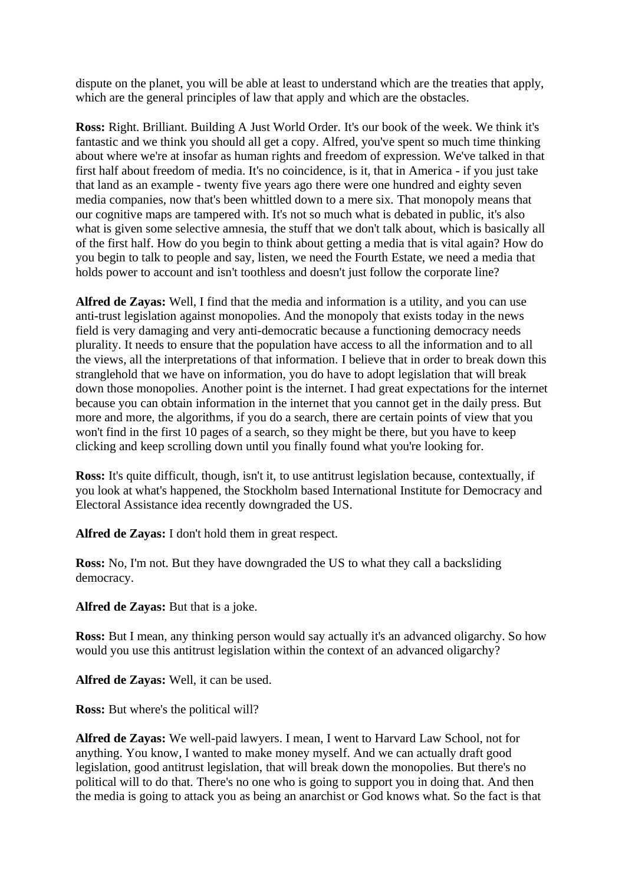dispute on the planet, you will be able at least to understand which are the treaties that apply, which are the general principles of law that apply and which are the obstacles.

**Ross:** Right. Brilliant. Building A Just World Order. It's our book of the week. We think it's fantastic and we think you should all get a copy. Alfred, you've spent so much time thinking about where we're at insofar as human rights and freedom of expression. We've talked in that first half about freedom of media. It's no coincidence, is it, that in America - if you just take that land as an example - twenty five years ago there were one hundred and eighty seven media companies, now that's been whittled down to a mere six. That monopoly means that our cognitive maps are tampered with. It's not so much what is debated in public, it's also what is given some selective amnesia, the stuff that we don't talk about, which is basically all of the first half. How do you begin to think about getting a media that is vital again? How do you begin to talk to people and say, listen, we need the Fourth Estate, we need a media that holds power to account and isn't toothless and doesn't just follow the corporate line?

**Alfred de Zayas:** Well, I find that the media and information is a utility, and you can use anti-trust legislation against monopolies. And the monopoly that exists today in the news field is very damaging and very anti-democratic because a functioning democracy needs plurality. It needs to ensure that the population have access to all the information and to all the views, all the interpretations of that information. I believe that in order to break down this stranglehold that we have on information, you do have to adopt legislation that will break down those monopolies. Another point is the internet. I had great expectations for the internet because you can obtain information in the internet that you cannot get in the daily press. But more and more, the algorithms, if you do a search, there are certain points of view that you won't find in the first 10 pages of a search, so they might be there, but you have to keep clicking and keep scrolling down until you finally found what you're looking for.

**Ross:** It's quite difficult, though, isn't it, to use antitrust legislation because, contextually, if you look at what's happened, the Stockholm based International Institute for Democracy and Electoral Assistance idea recently downgraded the US.

**Alfred de Zayas:** I don't hold them in great respect.

**Ross:** No, I'm not. But they have downgraded the US to what they call a backsliding democracy.

**Alfred de Zayas:** But that is a joke.

**Ross:** But I mean, any thinking person would say actually it's an advanced oligarchy. So how would you use this antitrust legislation within the context of an advanced oligarchy?

**Alfred de Zayas:** Well, it can be used.

**Ross:** But where's the political will?

**Alfred de Zayas:** We well-paid lawyers. I mean, I went to Harvard Law School, not for anything. You know, I wanted to make money myself. And we can actually draft good legislation, good antitrust legislation, that will break down the monopolies. But there's no political will to do that. There's no one who is going to support you in doing that. And then the media is going to attack you as being an anarchist or God knows what. So the fact is that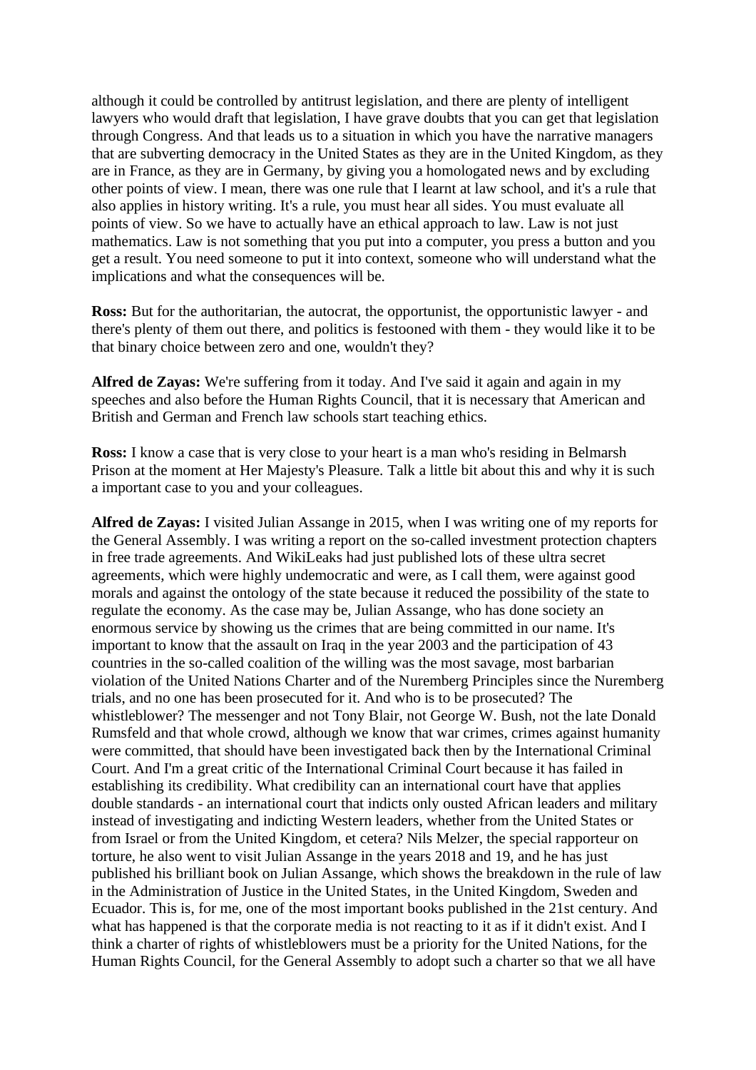although it could be controlled by antitrust legislation, and there are plenty of intelligent lawyers who would draft that legislation, I have grave doubts that you can get that legislation through Congress. And that leads us to a situation in which you have the narrative managers that are subverting democracy in the United States as they are in the United Kingdom, as they are in France, as they are in Germany, by giving you a homologated news and by excluding other points of view. I mean, there was one rule that I learnt at law school, and it's a rule that also applies in history writing. It's a rule, you must hear all sides. You must evaluate all points of view. So we have to actually have an ethical approach to law. Law is not just mathematics. Law is not something that you put into a computer, you press a button and you get a result. You need someone to put it into context, someone who will understand what the implications and what the consequences will be.

**Ross:** But for the authoritarian, the autocrat, the opportunist, the opportunistic lawyer - and there's plenty of them out there, and politics is festooned with them - they would like it to be that binary choice between zero and one, wouldn't they?

**Alfred de Zayas:** We're suffering from it today. And I've said it again and again in my speeches and also before the Human Rights Council, that it is necessary that American and British and German and French law schools start teaching ethics.

**Ross:** I know a case that is very close to your heart is a man who's residing in Belmarsh Prison at the moment at Her Majesty's Pleasure. Talk a little bit about this and why it is such a important case to you and your colleagues.

**Alfred de Zayas:** I visited Julian Assange in 2015, when I was writing one of my reports for the General Assembly. I was writing a report on the so-called investment protection chapters in free trade agreements. And WikiLeaks had just published lots of these ultra secret agreements, which were highly undemocratic and were, as I call them, were against good morals and against the ontology of the state because it reduced the possibility of the state to regulate the economy. As the case may be, Julian Assange, who has done society an enormous service by showing us the crimes that are being committed in our name. It's important to know that the assault on Iraq in the year 2003 and the participation of 43 countries in the so-called coalition of the willing was the most savage, most barbarian violation of the United Nations Charter and of the Nuremberg Principles since the Nuremberg trials, and no one has been prosecuted for it. And who is to be prosecuted? The whistleblower? The messenger and not Tony Blair, not George W. Bush, not the late Donald Rumsfeld and that whole crowd, although we know that war crimes, crimes against humanity were committed, that should have been investigated back then by the International Criminal Court. And I'm a great critic of the International Criminal Court because it has failed in establishing its credibility. What credibility can an international court have that applies double standards - an international court that indicts only ousted African leaders and military instead of investigating and indicting Western leaders, whether from the United States or from Israel or from the United Kingdom, et cetera? Nils Melzer, the special rapporteur on torture, he also went to visit Julian Assange in the years 2018 and 19, and he has just published his brilliant book on Julian Assange, which shows the breakdown in the rule of law in the Administration of Justice in the United States, in the United Kingdom, Sweden and Ecuador. This is, for me, one of the most important books published in the 21st century. And what has happened is that the corporate media is not reacting to it as if it didn't exist. And I think a charter of rights of whistleblowers must be a priority for the United Nations, for the Human Rights Council, for the General Assembly to adopt such a charter so that we all have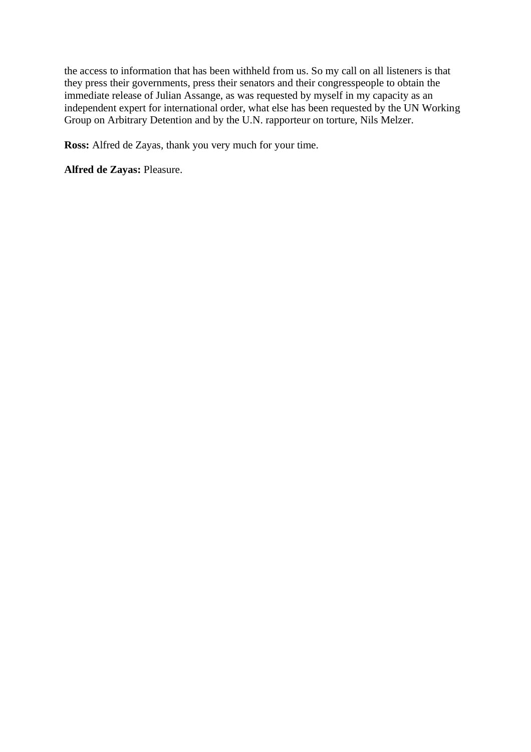the access to information that has been withheld from us. So my call on all listeners is that they press their governments, press their senators and their congresspeople to obtain the immediate release of Julian Assange, as was requested by myself in my capacity as an independent expert for international order, what else has been requested by the UN Working Group on Arbitrary Detention and by the U.N. rapporteur on torture, Nils Melzer.

**Ross:** Alfred de Zayas, thank you very much for your time.

**Alfred de Zayas:** Pleasure.